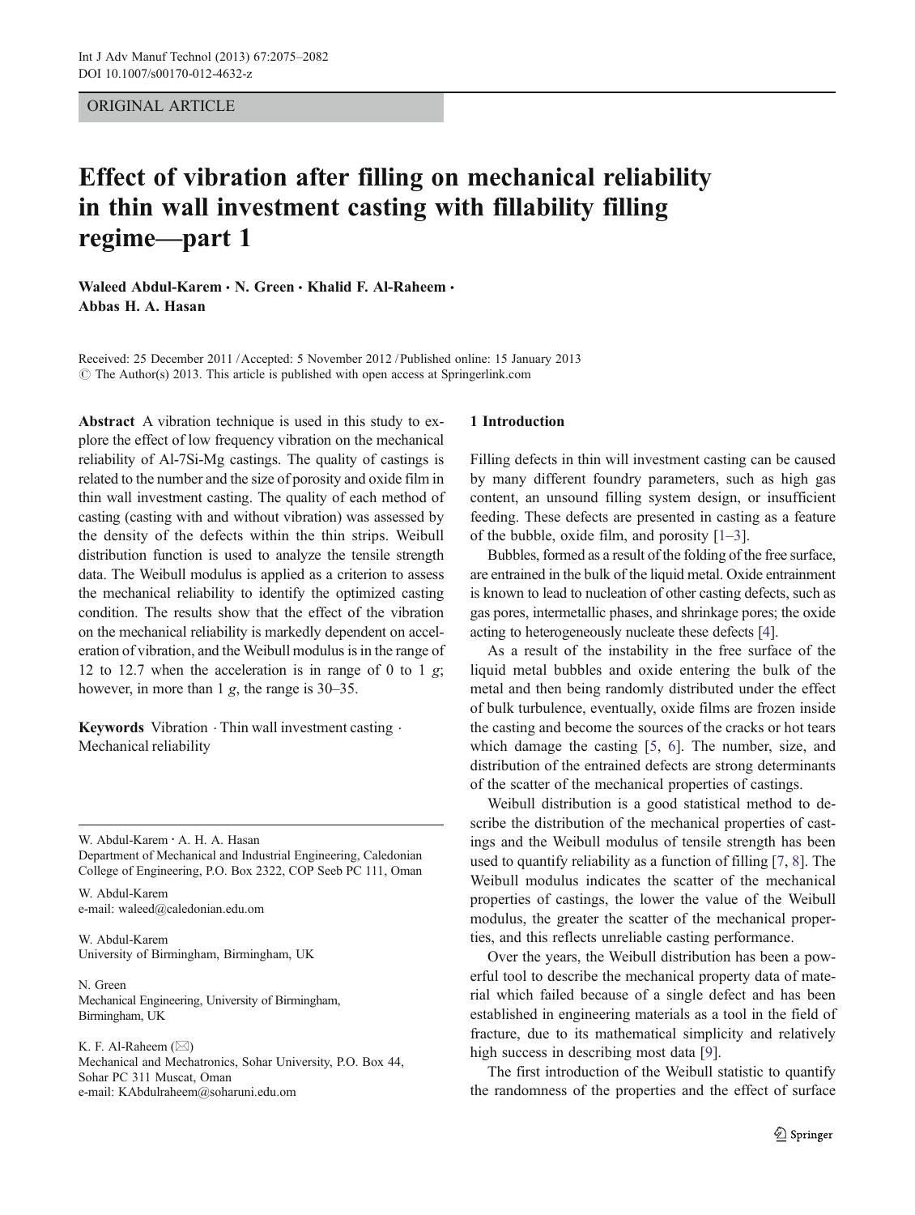ORIGINAL ARTICLE

# Effect of vibration after filling on mechanical reliability in thin wall investment casting with fillability filling regime—part 1

**Waleed Abdul-Karem · N. Green · Khalid F. Al-Raheem · Abbas H. A. Hasan**

Received: 25 December 2011 / Accepted: 5 November 2012 / Published online: 15 January 2013
© The Author(s) 2013. This article is published with open access at Springerlink.com

**Abstract** A vibration technique is used in this study to explore the effect of low frequency vibration on the mechanical reliability of Al-7Si-Mg castings. The quality of castings is related to the number and the size of porosity and oxide film in thin wall investment casting. The quality of each method of casting (casting with and without vibration) was assessed by the density of the defects within the thin strips. Weibull distribution function is used to analyze the tensile strength data. The Weibull modulus is applied as a criterion to assess the mechanical reliability to identify the optimized casting condition. The results show that the effect of the vibration on the mechanical reliability is markedly dependent on acceleration of vibration, and the Weibull modulus is in the range of 12 to 12.7 when the acceleration is in range of 0 to 1 *g*; however, in more than 1 *g*, the range is 30–35.

**Keywords** Vibration · Thin wall investment casting · Mechanical reliability

W. Abdul-Karem · A. H. A. Hasan
Department of Mechanical and Industrial Engineering, Caledonian College of Engineering, P.O. Box 2322, COP Seeb PC 111, Oman

W. Abdul-Karem
e-mail: waleed@caledonian.edu.om

W. Abdul-Karem
University of Birmingham, Birmingham, UK

N. Green
Mechanical Engineering, University of Birmingham, Birmingham, UK

K. F. Al-Raheem (✉)
Mechanical and Mechatronics, Sohar University, P.O. Box 44, Sohar PC 311 Muscat, Oman
e-mail: KAbdulraheem@soharuni.edu.om

## 1 Introduction

Filling defects in thin will investment casting can be caused by many different foundry parameters, such as high gas content, an unsound filling system design, or insufficient feeding. These defects are presented in casting as a feature of the bubble, oxide film, and porosity [1–3].

Bubbles, formed as a result of the folding of the free surface, are entrained in the bulk of the liquid metal. Oxide entrainment is known to lead to nucleation of other casting defects, such as gas pores, intermetallic phases, and shrinkage pores; the oxide acting to heterogeneously nucleate these defects [4].

As a result of the instability in the free surface of the liquid metal bubbles and oxide entering the bulk of the metal and then being randomly distributed under the effect of bulk turbulence, eventually, oxide films are frozen inside the casting and become the sources of the cracks or hot tears which damage the casting [5, 6]. The number, size, and distribution of the entrained defects are strong determinants of the scatter of the mechanical properties of castings.

Weibull distribution is a good statistical method to describe the distribution of the mechanical properties of castings and the Weibull modulus of tensile strength has been used to quantify reliability as a function of filling [7, 8]. The Weibull modulus indicates the scatter of the mechanical properties of castings, the lower the value of the Weibull modulus, the greater the scatter of the mechanical properties, and this reflects unreliable casting performance.

Over the years, the Weibull distribution has been a powerful tool to describe the mechanical property data of material which failed because of a single defect and has been established in engineering materials as a tool in the field of fracture, due to its mathematical simplicity and relatively high success in describing most data [9].

The first introduction of the Weibull statistic to quantify the randomness of the properties and the effect of surface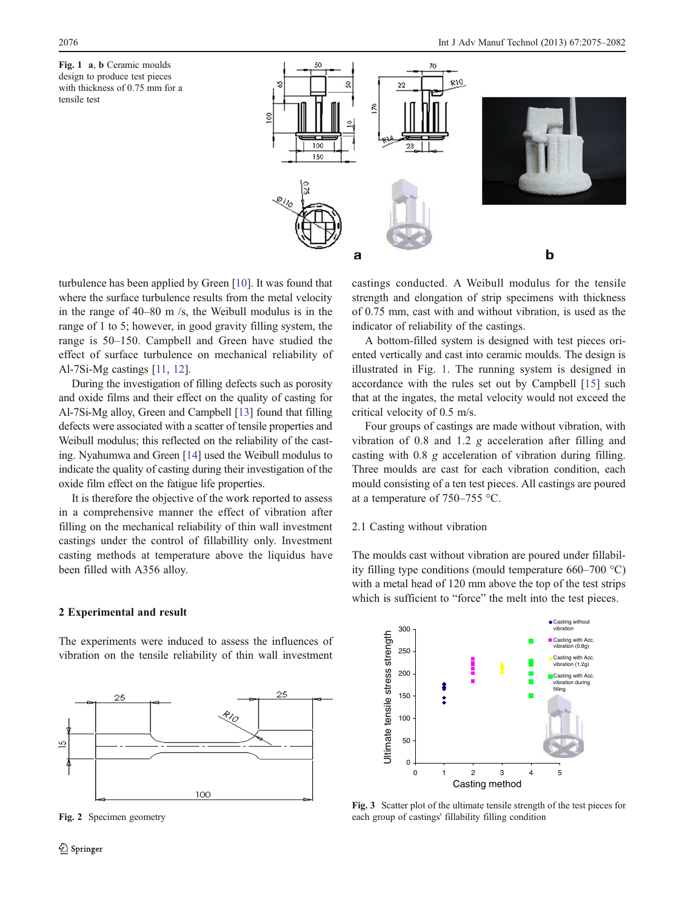Fig. 1 **a**, **b** Ceramic moulds design to produce test pieces with thickness of 0.75 mm for a tensile test

turbulence has been applied by Green [10]. It was found that where the surface turbulence results from the metal velocity in the range of 40–80 m /s, the Weibull modulus is in the range of 1 to 5; however, in good gravity filling system, the range is 50–150. Campbell and Green have studied the effect of surface turbulence on mechanical reliability of Al-7Si-Mg castings [11, 12].

During the investigation of filling defects such as porosity and oxide films and their effect on the quality of casting for Al-7Si-Mg alloy, Green and Campbell [13] found that filling defects were associated with a scatter of tensile properties and Weibull modulus; this reflected on the reliability of the casting. Nyahumwa and Green [14] used the Weibull modulus to indicate the quality of casting during their investigation of the oxide film effect on the fatigue life properties.

It is therefore the objective of the work reported to assess in a comprehensive manner the effect of vibration after filling on the mechanical reliability of thin wall investment castings under the control of fillabillity only. Investment casting methods at temperature above the liquidus have been filled with A356 alloy.

## 2 Experimental and result

The experiments were induced to assess the influences of vibration on the tensile reliability of thin wall investment castings conducted. A Weibull modulus for the tensile strength and elongation of strip specimens with thickness of 0.75 mm, cast with and without vibration, is used as the indicator of reliability of the castings.

A bottom-filled system is designed with test pieces oriented vertically and cast into ceramic moulds. The design is illustrated in Fig. 1. The running system is designed in accordance with the rules set out by Campbell [15] such that at the ingates, the metal velocity would not exceed the critical velocity of 0.5 m/s.

Four groups of castings are made without vibration, with vibration of 0.8 and 1.2 *g* acceleration after filling and casting with 0.8 *g* acceleration of vibration during filling. Three moulds are cast for each vibration condition, each mould consisting of a ten test pieces. All castings are poured at a temperature of 750–755 °C.

### 2.1 Casting without vibration

The moulds cast without vibration are poured under fillability filling type conditions (mould temperature 660–700 °C) with a metal head of 120 mm above the top of the test strips which is sufficient to "force" the melt into the test pieces.

Fig. 2 Specimen geometry

Fig. 3 Scatter plot of the ultimate tensile strength of the test pieces for each group of castings' fillability filling condition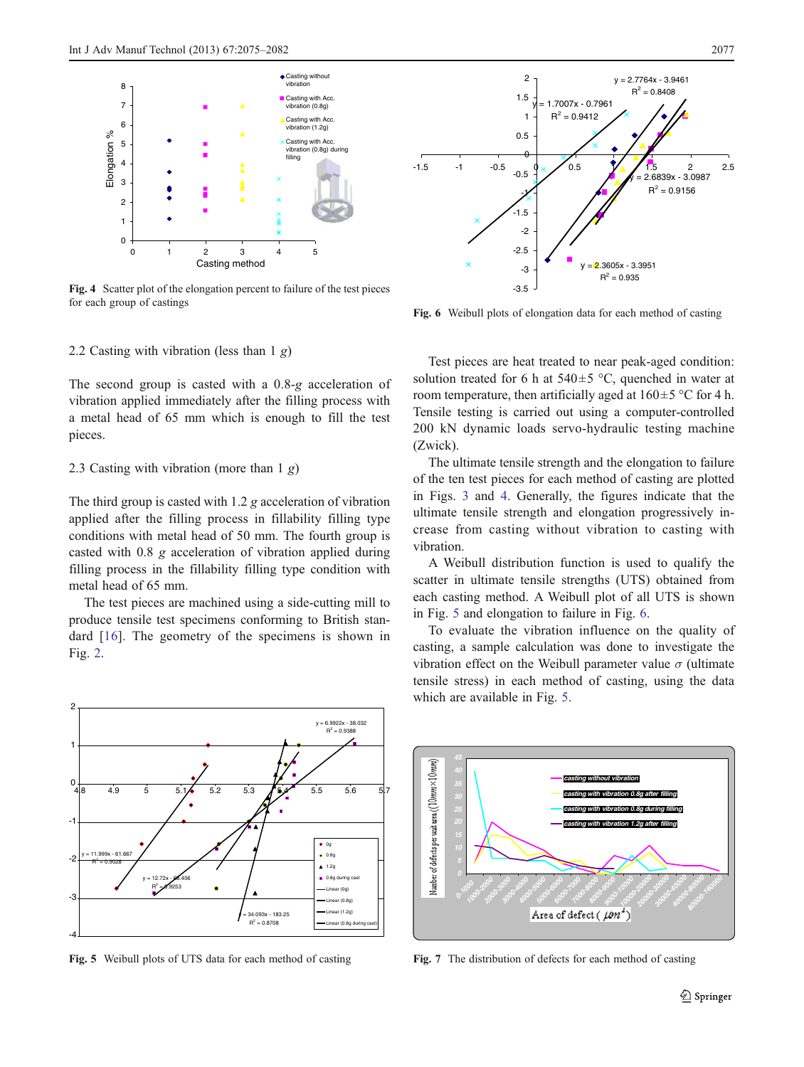Fig. 4 Scatter plot of the elongation percent to failure of the test pieces for each group of castings

Fig. 6 Weibull plots of elongation data for each method of casting

### 2.2 Casting with vibration (less than 1 *g*)

The second group is casted with a 0.8-*g* acceleration of vibration applied immediately after the filling process with a metal head of 65 mm which is enough to fill the test pieces.

### 2.3 Casting with vibration (more than 1 *g*)

The third group is casted with 1.2 *g* acceleration of vibration applied after the filling process in fillability filling type conditions with metal head of 50 mm. The fourth group is casted with 0.8 *g* acceleration of vibration applied during filling process in the fillability filling type condition with metal head of 65 mm.

The test pieces are machined using a side-cutting mill to produce tensile test specimens conforming to British standard [16]. The geometry of the specimens is shown in Fig. 2.

Test pieces are heat treated to near peak-aged condition: solution treated for 6 h at 540±5 °C, quenched in water at room temperature, then artificially aged at 160±5 °C for 4 h. Tensile testing is carried out using a computer-controlled 200 kN dynamic loads servo-hydraulic testing machine (Zwick).

The ultimate tensile strength and the elongation to failure of the ten test pieces for each method of casting are plotted in Figs. 3 and 4. Generally, the figures indicate that the ultimate tensile strength and elongation progressively increase from casting without vibration to casting with vibration.

A Weibull distribution function is used to qualify the scatter in ultimate tensile strengths (UTS) obtained from each casting method. A Weibull plot of all UTS is shown in Fig. 5 and elongation to failure in Fig. 6.

To evaluate the vibration influence on the quality of casting, a sample calculation was done to investigate the vibration effect on the Weibull parameter value $\sigma$ (ultimate tensile stress) in each method of casting, using the data which are available in Fig. 5.

Fig. 5 Weibull plots of UTS data for each method of casting

Fig. 7 The distribution of defects for each method of casting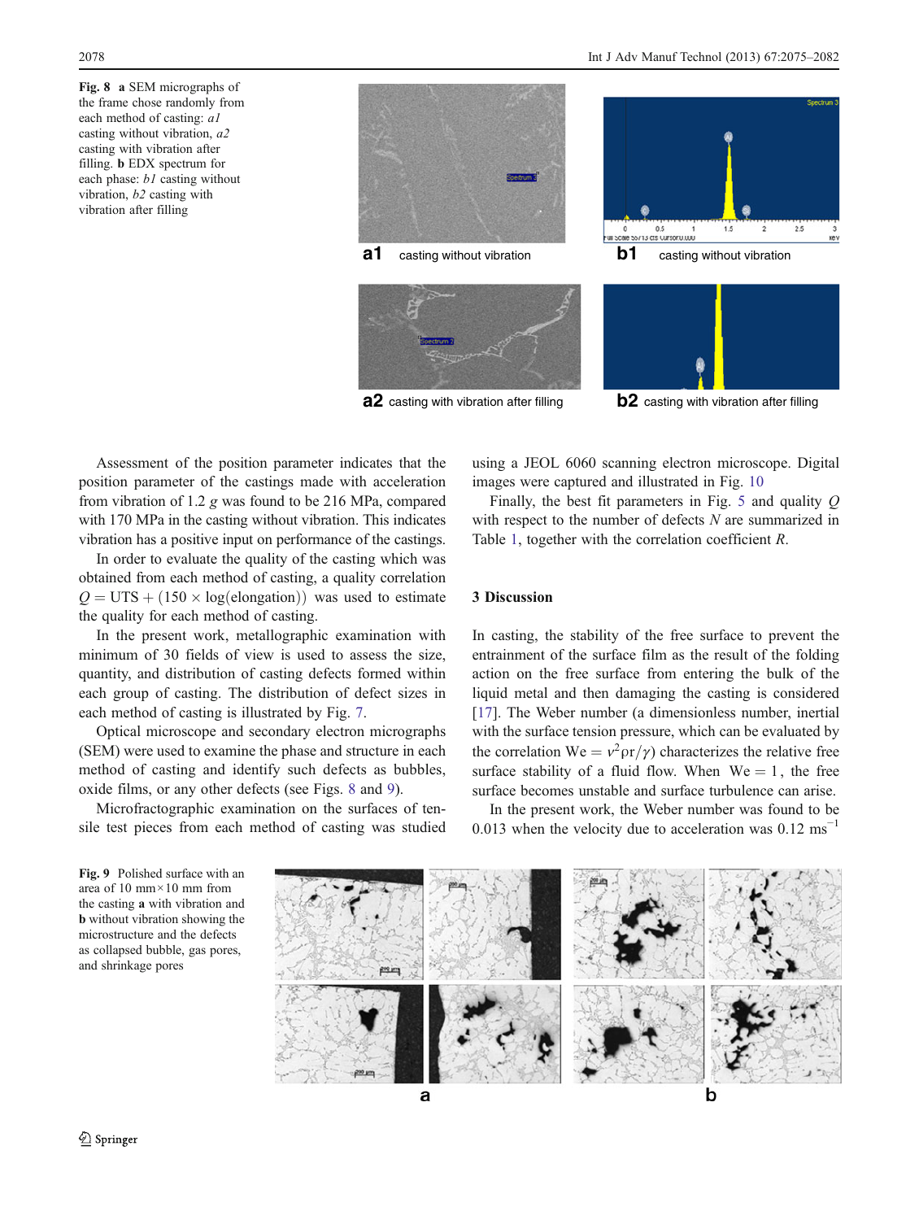**Fig. 8** **a** SEM micrographs of the frame chose randomly from each method of casting: *a1* casting without vibration, *a2* casting with vibration after filling. **b** EDX spectrum for each phase: *b1* casting without vibration, *b2* casting with vibration after filling

Assessment of the position parameter indicates that the position parameter of the castings made with acceleration from vibration of 1.2 *g* was found to be 216 MPa, compared with 170 MPa in the casting without vibration. This indicates vibration has a positive input on performance of the castings.

In order to evaluate the quality of the casting which was obtained from each method of casting, a quality correlation $Q = \text{UTS} + (150 \times \log(\text{elongation}))$ was used to estimate the quality for each method of casting.

In the present work, metallographic examination with minimum of 30 fields of view is used to assess the size, quantity, and distribution of casting defects formed within each group of casting. The distribution of defect sizes in each method of casting is illustrated by Fig. 7.

Optical microscope and secondary electron micrographs (SEM) were used to examine the phase and structure in each method of casting and identify such defects as bubbles, oxide films, or any other defects (see Figs. 8 and 9).

Microfractographic examination on the surfaces of tensile test pieces from each method of casting was studied using a JEOL 6060 scanning electron microscope. Digital images were captured and illustrated in Fig. 10

Finally, the best fit parameters in Fig. 5 and quality *Q* with respect to the number of defects *N* are summarized in Table 1, together with the correlation coefficient *R*.

## 3 Discussion

In casting, the stability of the free surface to prevent the entrainment of the surface film as the result of the folding action on the free surface from entering the bulk of the liquid metal and then damaging the casting is considered [17]. The Weber number (a dimensionless number, inertial with the surface tension pressure, which can be evaluated by the correlation $\text{We} = v^2\rho r/\gamma$) characterizes the relative free surface stability of a fluid flow. When $\text{We} = 1$, the free surface becomes unstable and surface turbulence can arise.

In the present work, the Weber number was found to be 0.013 when the velocity due to acceleration was 0.12 $\text{ms}^{-1}$

**Fig. 9** Polished surface with an area of 10 mm×10 mm from the casting **a** with vibration and **b** without vibration showing the microstructure and the defects as collapsed bubble, gas pores, and shrinkage pores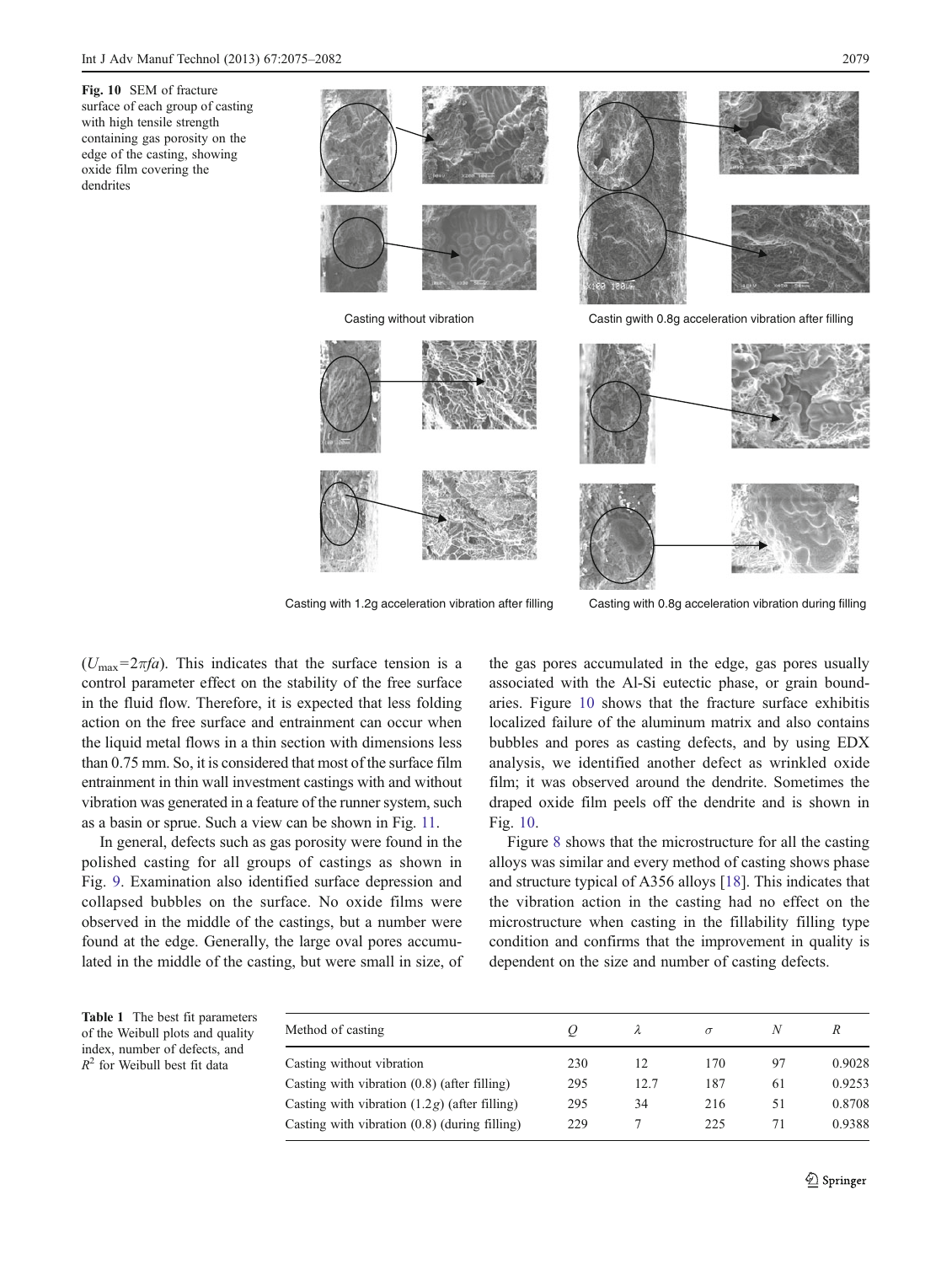**Fig. 10** SEM of fracture surface of each group of casting with high tensile strength containing gas porosity on the edge of the casting, showing oxide film covering the dendrites

Casting without vibration

Castin gwith 0.8g acceleration vibration after filling

Casting with 1.2g acceleration vibration after filling

Casting with 0.8g acceleration vibration during filling

($U_{max}=2\pi fa$). This indicates that the surface tension is a control parameter effect on the stability of the free surface in the fluid flow. Therefore, it is expected that less folding action on the free surface and entrainment can occur when the liquid metal flows in a thin section with dimensions less than 0.75 mm. So, it is considered that most of the surface film entrainment in thin wall investment castings with and without vibration was generated in a feature of the runner system, such as a basin or sprue. Such a view can be shown in Fig. 11.

In general, defects such as gas porosity were found in the polished casting for all groups of castings as shown in Fig. 9. Examination also identified surface depression and collapsed bubbles on the surface. No oxide films were observed in the middle of the castings, but a number were found at the edge. Generally, the large oval pores accumulated in the middle of the casting, but were small in size, of the gas pores accumulated in the edge, gas pores usually associated with the Al-Si eutectic phase, or grain boundaries. Figure 10 shows that the fracture surface exhibitis localized failure of the aluminum matrix and also contains bubbles and pores as casting defects, and by using EDX analysis, we identified another defect as wrinkled oxide film; it was observed around the dendrite. Sometimes the draped oxide film peels off the dendrite and is shown in Fig. 10.

Figure 8 shows that the microstructure for all the casting alloys was similar and every method of casting shows phase and structure typical of A356 alloys [18]. This indicates that the vibration action in the casting had no effect on the microstructure when casting in the fillability filling type condition and confirms that the improvement in quality is dependent on the size and number of casting defects.

**Table 1** The best fit parameters of the Weibull plots and quality index, number of defects, and $R^2$ for Weibull best fit data

| Method of casting | $Q$ | $\lambda$ | $\sigma$ | $N$ | $R$ |
|---|---|---|---|---|---|
| Casting without vibration | 230 | 12 | 170 | 97 | 0.9028 |
| Casting with vibration (0.8) (after filling) | 295 | 12.7 | 187 | 61 | 0.9253 |
| Casting with vibration (1.2$g$) (after filling) | 295 | 34 | 216 | 51 | 0.8708 |
| Casting with vibration (0.8) (during filling) | 229 | 7 | 225 | 71 | 0.9388 |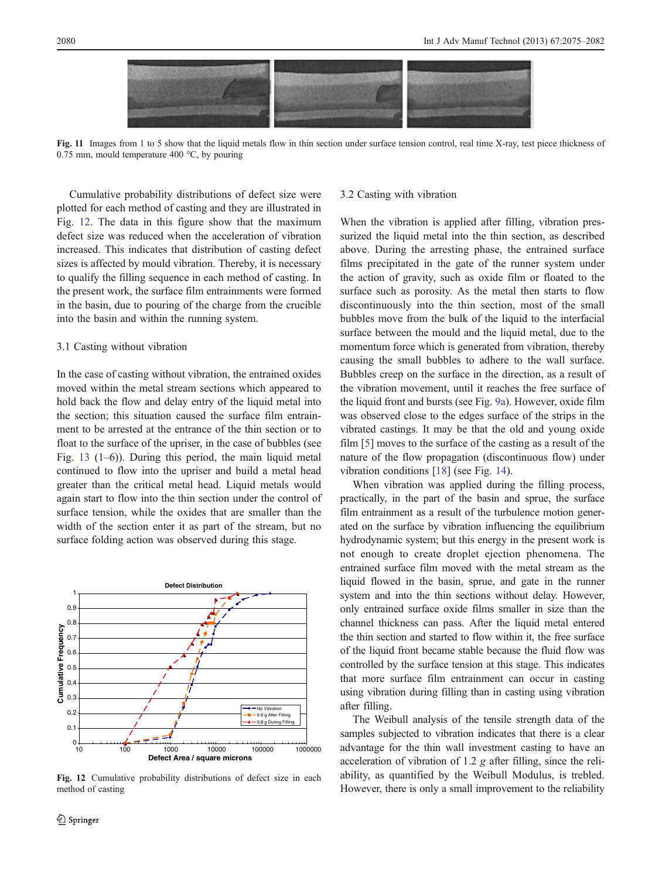Fig. 11 Images from 1 to 5 show that the liquid metals flow in thin section under surface tension control, real time X-ray, test piece thickness of 0.75 mm, mould temperature 400 °C, by pouring

Cumulative probability distributions of defect size were plotted for each method of casting and they are illustrated in Fig. 12. The data in this figure show that the maximum defect size was reduced when the acceleration of vibration increased. This indicates that distribution of casting defect sizes is affected by mould vibration. Thereby, it is necessary to qualify the filling sequence in each method of casting. In the present work, the surface film entrainments were formed in the basin, due to pouring of the charge from the crucible into the basin and within the running system.

### 3.1 Casting without vibration

In the case of casting without vibration, the entrained oxides moved within the metal stream sections which appeared to hold back the flow and delay entry of the liquid metal into the section; this situation caused the surface film entrainment to be arrested at the entrance of the thin section or to float to the surface of the upriser, in the case of bubbles (see Fig. 13 (1–6)). During this period, the main liquid metal continued to flow into the upriser and build a metal head greater than the critical metal head. Liquid metals would again start to flow into the thin section under the control of surface tension, while the oxides that are smaller than the width of the section enter it as part of the stream, but no surface folding action was observed during this stage.

Defect Distribution

Cumulative Frequency

Defect Area / square microns

No Vibration
0.8 g After Filling
0.8 g During Filling

Fig. 12 Cumulative probability distributions of defect size in each method of casting

### 3.2 Casting with vibration

When the vibration is applied after filling, vibration pressurized the liquid metal into the thin section, as described above. During the arresting phase, the entrained surface films precipitated in the gate of the runner system under the action of gravity, such as oxide film or floated to the surface such as porosity. As the metal then starts to flow discontinuously into the thin section, most of the small bubbles move from the bulk of the liquid to the interfacial surface between the mould and the liquid metal, due to the momentum force which is generated from vibration, thereby causing the small bubbles to adhere to the wall surface. Bubbles creep on the surface in the direction, as a result of the vibration movement, until it reaches the free surface of the liquid front and bursts (see Fig. 9a). However, oxide film was observed close to the edges surface of the strips in the vibrated castings. It may be that the old and young oxide film [5] moves to the surface of the casting as a result of the nature of the flow propagation (discontinuous flow) under vibration conditions [18] (see Fig. 14).

When vibration was applied during the filling process, practically, in the part of the basin and sprue, the surface film entrainment as a result of the turbulence motion generated on the surface by vibration influencing the equilibrium hydrodynamic system; but this energy in the present work is not enough to create droplet ejection phenomena. The entrained surface film moved with the metal stream as the liquid flowed in the basin, sprue, and gate in the runner system and into the thin sections without delay. However, only entrained surface oxide films smaller in size than the channel thickness can pass. After the liquid metal entered the thin section and started to flow within it, the free surface of the liquid front became stable because the fluid flow was controlled by the surface tension at this stage. This indicates that more surface film entrainment can occur in casting using vibration during filling than in casting using vibration after filling.

The Weibull analysis of the tensile strength data of the samples subjected to vibration indicates that there is a clear advantage for the thin wall investment casting to have an acceleration of vibration of 1.2 *g* after filling, since the reliability, as quantified by the Weibull Modulus, is trebled. However, there is only a small improvement to the reliability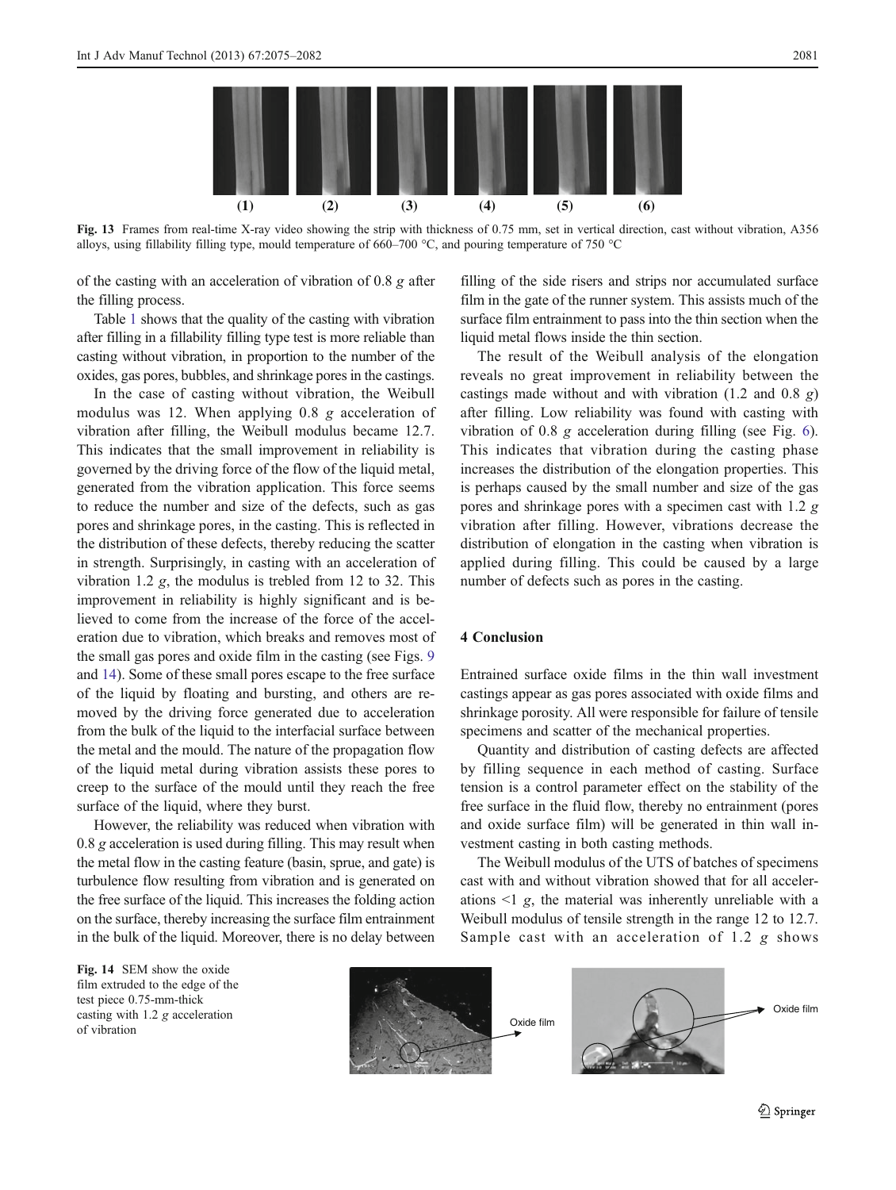Fig. 13 Frames from real-time X-ray video showing the strip with thickness of 0.75 mm, set in vertical direction, cast without vibration, A356 alloys, using fillability filling type, mould temperature of 660–700 °C, and pouring temperature of 750 °C

of the casting with an acceleration of vibration of 0.8 *g* after the filling process.

Table 1 shows that the quality of the casting with vibration after filling in a fillability filling type test is more reliable than casting without vibration, in proportion to the number of the oxides, gas pores, bubbles, and shrinkage pores in the castings.

In the case of casting without vibration, the Weibull modulus was 12. When applying 0.8 *g* acceleration of vibration after filling, the Weibull modulus became 12.7. This indicates that the small improvement in reliability is governed by the driving force of the flow of the liquid metal, generated from the vibration application. This force seems to reduce the number and size of the defects, such as gas pores and shrinkage pores, in the casting. This is reflected in the distribution of these defects, thereby reducing the scatter in strength. Surprisingly, in casting with an acceleration of vibration 1.2 *g*, the modulus is trebled from 12 to 32. This improvement in reliability is highly significant and is believed to come from the increase of the force of the acceleration due to vibration, which breaks and removes most of the small gas pores and oxide film in the casting (see Figs. 9 and 14). Some of these small pores escape to the free surface of the liquid by floating and bursting, and others are removed by the driving force generated due to acceleration from the bulk of the liquid to the interfacial surface between the metal and the mould. The nature of the propagation flow of the liquid metal during vibration assists these pores to creep to the surface of the mould until they reach the free surface of the liquid, where they burst.

However, the reliability was reduced when vibration with 0.8 *g* acceleration is used during filling. This may result when the metal flow in the casting feature (basin, sprue, and gate) is turbulence flow resulting from vibration and is generated on the free surface of the liquid. This increases the folding action on the surface, thereby increasing the surface film entrainment in the bulk of the liquid. Moreover, there is no delay between filling of the side risers and strips nor accumulated surface film in the gate of the runner system. This assists much of the surface film entrainment to pass into the thin section when the liquid metal flows inside the thin section.

The result of the Weibull analysis of the elongation reveals no great improvement in reliability between the castings made without and with vibration (1.2 and 0.8 *g*) after filling. Low reliability was found with casting with vibration of 0.8 *g* acceleration during filling (see Fig. 6). This indicates that vibration during the casting phase increases the distribution of the elongation properties. This is perhaps caused by the small number and size of the gas pores and shrinkage pores with a specimen cast with 1.2 *g* vibration after filling. However, vibrations decrease the distribution of elongation in the casting when vibration is applied during filling. This could be caused by a large number of defects such as pores in the casting.

## 4 Conclusion

Entrained surface oxide films in the thin wall investment castings appear as gas pores associated with oxide films and shrinkage porosity. All were responsible for failure of tensile specimens and scatter of the mechanical properties.

Quantity and distribution of casting defects are affected by filling sequence in each method of casting. Surface tension is a control parameter effect on the stability of the free surface in the fluid flow, thereby no entrainment (pores and oxide surface film) will be generated in thin wall investment casting in both casting methods.

The Weibull modulus of the UTS of batches of specimens cast with and without vibration showed that for all accelerations <1 *g*, the material was inherently unreliable with a Weibull modulus of tensile strength in the range 12 to 12.7. Sample cast with an acceleration of 1.2 *g* shows

Fig. 14 SEM show the oxide film extruded to the edge of the test piece 0.75-mm-thick casting with 1.2 *g* acceleration of vibration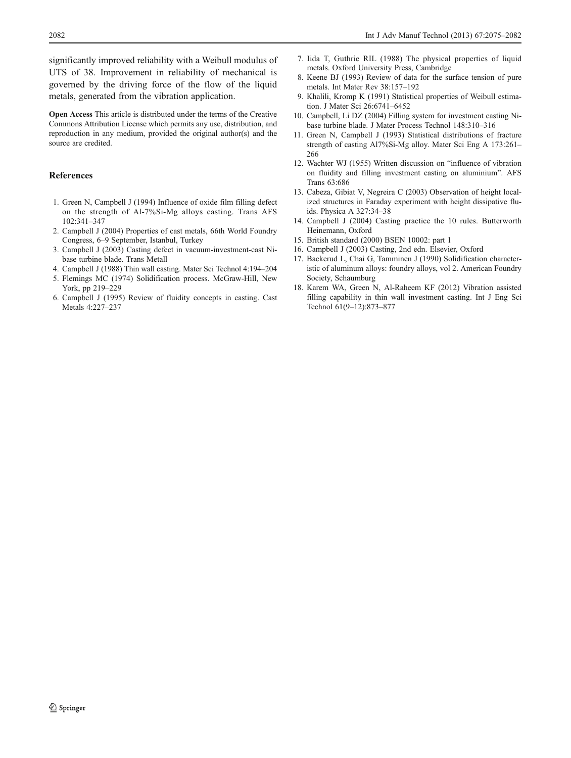significantly improved reliability with a Weibull modulus of UTS of 38. Improvement in reliability of mechanical is governed by the driving force of the flow of the liquid metals, generated from the vibration application.

**Open Access** This article is distributed under the terms of the Creative Commons Attribution License which permits any use, distribution, and reproduction in any medium, provided the original author(s) and the source are credited.

## References

1. Green N, Campbell J (1994) Influence of oxide film filling defect on the strength of Al-7%Si-Mg alloys casting. Trans AFS 102:341–347
2. Campbell J (2004) Properties of cast metals, 66th World Foundry Congress, 6–9 September, Istanbul, Turkey
3. Campbell J (2003) Casting defect in vacuum-investment-cast Ni-base turbine blade. Trans Metall
4. Campbell J (1988) Thin wall casting. Mater Sci Technol 4:194–204
5. Flemings MC (1974) Solidification process. McGraw-Hill, New York, pp 219–229
6. Campbell J (1995) Review of fluidity concepts in casting. Cast Metals 4:227–237
7. Iida T, Guthrie RIL (1988) The physical properties of liquid metals. Oxford University Press, Cambridge
8. Keene BJ (1993) Review of data for the surface tension of pure metals. Int Mater Rev 38:157–192
9. Khalili, Kromp K (1991) Statistical properties of Weibull estimation. J Mater Sci 26:6741–6452
10. Campbell, Li DZ (2004) Filling system for investment casting Ni-base turbine blade. J Mater Process Technol 148:310–316
11. Green N, Campbell J (1993) Statistical distributions of fracture strength of casting Al7%Si-Mg alloy. Mater Sci Eng A 173:261–266
12. Wachter WJ (1955) Written discussion on "influence of vibration on fluidity and filling investment casting on aluminium". AFS Trans 63:686
13. Cabeza, Gibiat V, Negreira C (2003) Observation of height localized structures in Faraday experiment with height dissipative fluids. Physica A 327:34–38
14. Campbell J (2004) Casting practice the 10 rules. Butterworth Heinemann, Oxford
15. British standard (2000) BSEN 10002: part 1
16. Campbell J (2003) Casting, 2nd edn. Elsevier, Oxford
17. Backerud L, Chai G, Tamminen J (1990) Solidification characteristic of aluminum alloys: foundry alloys, vol 2. American Foundry Society, Schaumburg
18. Karem WA, Green N, Al-Raheem KF (2012) Vibration assisted filling capability in thin wall investment casting. Int J Eng Sci Technol 61(9–12):873–877